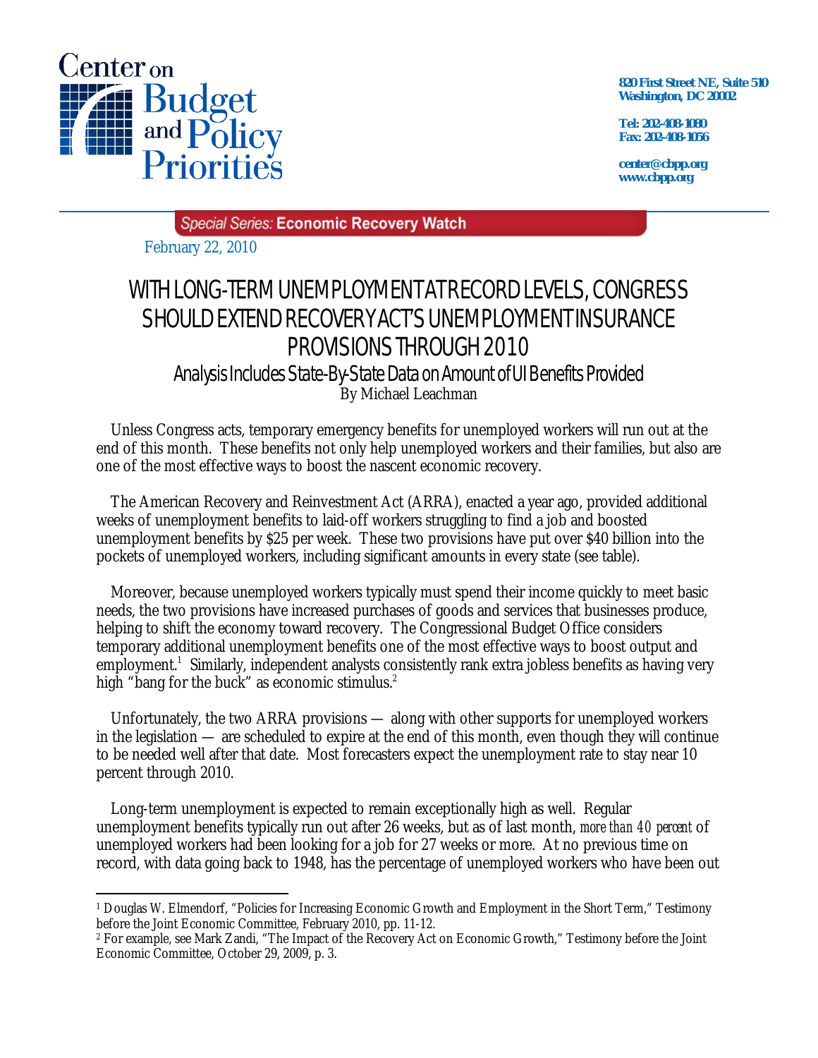Center on Budget and Policy Priorities

820 First Street NE, Suite 510
Washington, DC 20002

Tel: 202-408-1080
Fax: 202-408-1056

center@cbpp.org
www.cbpp.org

Special Series: **Economic Recovery Watch**

February 22, 2010

# WITH LONG-TERM UNEMPLOYMENT AT RECORD LEVELS, CONGRESS SHOULD EXTEND RECOVERY ACT'S UNEMPLOYMENT INSURANCE PROVISIONS THROUGH 2010

## Analysis Includes State-By-State Data on Amount of UI Benefits Provided

By Michael Leachman

Unless Congress acts, temporary emergency benefits for unemployed workers will run out at the end of this month. These benefits not only help unemployed workers and their families, but also are one of the most effective ways to boost the nascent economic recovery.

The American Recovery and Reinvestment Act (ARRA), enacted a year ago, provided additional weeks of unemployment benefits to laid-off workers struggling to find a job and boosted unemployment benefits by $25 per week. These two provisions have put over $40 billion into the pockets of unemployed workers, including significant amounts in every state (see table).

Moreover, because unemployed workers typically must spend their income quickly to meet basic needs, the two provisions have increased purchases of goods and services that businesses produce, helping to shift the economy toward recovery. The Congressional Budget Office considers temporary additional unemployment benefits one of the most effective ways to boost output and employment.[1] Similarly, independent analysts consistently rank extra jobless benefits as having very high "bang for the buck" as economic stimulus.[2]

Unfortunately, the two ARRA provisions — along with other supports for unemployed workers in the legislation — are scheduled to expire at the end of this month, even though they will continue to be needed well after that date. Most forecasters expect the unemployment rate to stay near 10 percent through 2010.

Long-term unemployment is expected to remain exceptionally high as well. Regular unemployment benefits typically run out after 26 weeks, but as of last month, *more than 40 percent* of unemployed workers had been looking for a job for 27 weeks or more. At no previous time on record, with data going back to 1948, has the percentage of unemployed workers who have been out

---

[1] Douglas W. Elmendorf, "Policies for Increasing Economic Growth and Employment in the Short Term," Testimony before the Joint Economic Committee, February 2010, pp. 11-12.

[2] For example, see Mark Zandi, "The Impact of the Recovery Act on Economic Growth," Testimony before the Joint Economic Committee, October 29, 2009, p. 3.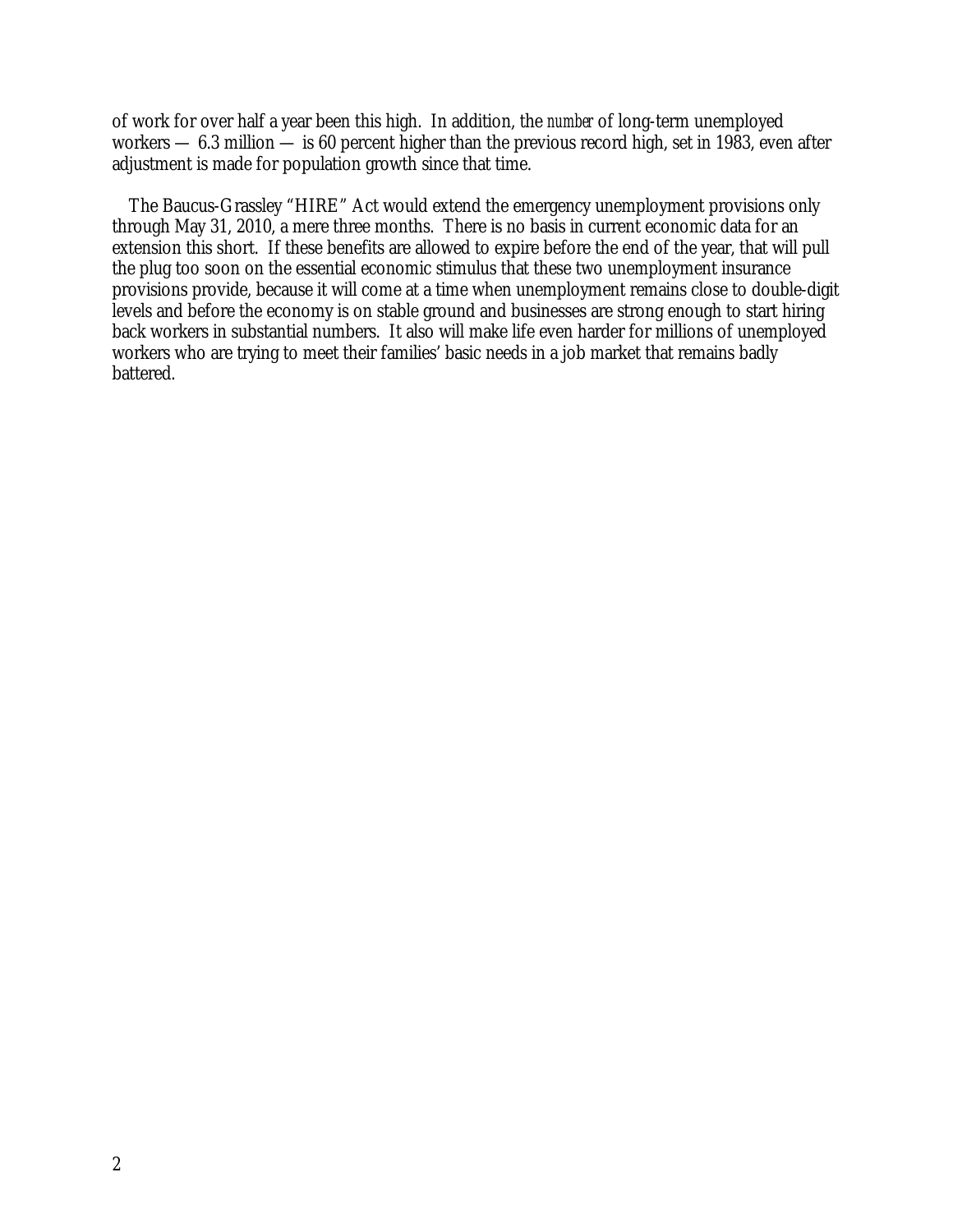of work for over half a year been this high. In addition, the *number* of long-term unemployed workers — 6.3 million — is 60 percent higher than the previous record high, set in 1983, even after adjustment is made for population growth since that time.

The Baucus-Grassley "HIRE" Act would extend the emergency unemployment provisions only through May 31, 2010, a mere three months. There is no basis in current economic data for an extension this short. If these benefits are allowed to expire before the end of the year, that will pull the plug too soon on the essential economic stimulus that these two unemployment insurance provisions provide, because it will come at a time when unemployment remains close to double-digit levels and before the economy is on stable ground and businesses are strong enough to start hiring back workers in substantial numbers. It also will make life even harder for millions of unemployed workers who are trying to meet their families' basic needs in a job market that remains badly battered.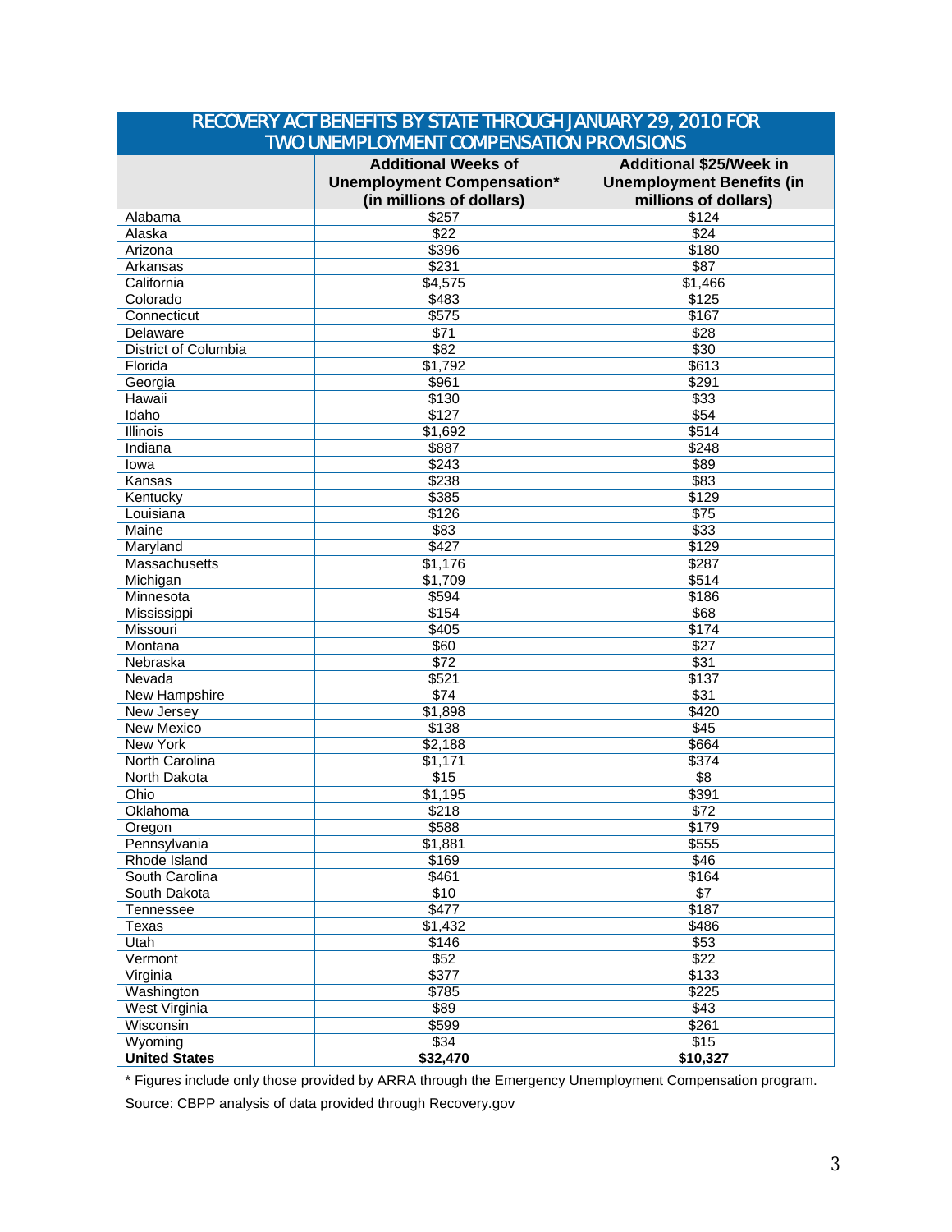| RECOVERY ACT BENEFITS BY STATE THROUGH JANUARY 29, 2010 FOR TWO UNEMPLOYMENT COMPENSATION PROVISIONS | | |
|---|---|---|
| | **Additional Weeks of Unemployment Compensation* (in millions of dollars)** | **Additional $25/Week in Unemployment Benefits (in millions of dollars)** |
| Alabama | $257 | $124 |
| Alaska | $22 | $24 |
| Arizona | $396 | $180 |
| Arkansas | $231 | $87 |
| California | $4,575 | $1,466 |
| Colorado | $483 | $125 |
| Connecticut | $575 | $167 |
| Delaware | $71 | $28 |
| District of Columbia | $82 | $30 |
| Florida | $1,792 | $613 |
| Georgia | $961 | $291 |
| Hawaii | $130 | $33 |
| Idaho | $127 | $54 |
| Illinois | $1,692 | $514 |
| Indiana | $887 | $248 |
| Iowa | $243 | $89 |
| Kansas | $238 | $83 |
| Kentucky | $385 | $129 |
| Louisiana | $126 | $75 |
| Maine | $83 | $33 |
| Maryland | $427 | $129 |
| Massachusetts | $1,176 | $287 |
| Michigan | $1,709 | $514 |
| Minnesota | $594 | $186 |
| Mississippi | $154 | $68 |
| Missouri | $405 | $174 |
| Montana | $60 | $27 |
| Nebraska | $72 | $31 |
| Nevada | $521 | $137 |
| New Hampshire | $74 | $31 |
| New Jersey | $1,898 | $420 |
| New Mexico | $138 | $45 |
| New York | $2,188 | $664 |
| North Carolina | $1,171 | $374 |
| North Dakota | $15 | $8 |
| Ohio | $1,195 | $391 |
| Oklahoma | $218 | $72 |
| Oregon | $588 | $179 |
| Pennsylvania | $1,881 | $555 |
| Rhode Island | $169 | $46 |
| South Carolina | $461 | $164 |
| South Dakota | $10 | $7 |
| Tennessee | $477 | $187 |
| Texas | $1,432 | $486 |
| Utah | $146 | $53 |
| Vermont | $52 | $22 |
| Virginia | $377 | $133 |
| Washington | $785 | $225 |
| West Virginia | $89 | $43 |
| Wisconsin | $599 | $261 |
| Wyoming | $34 | $15 |
| **United States** | **$32,470** | **$10,327** |

* Figures include only those provided by ARRA through the Emergency Unemployment Compensation program.

Source: CBPP analysis of data provided through Recovery.gov